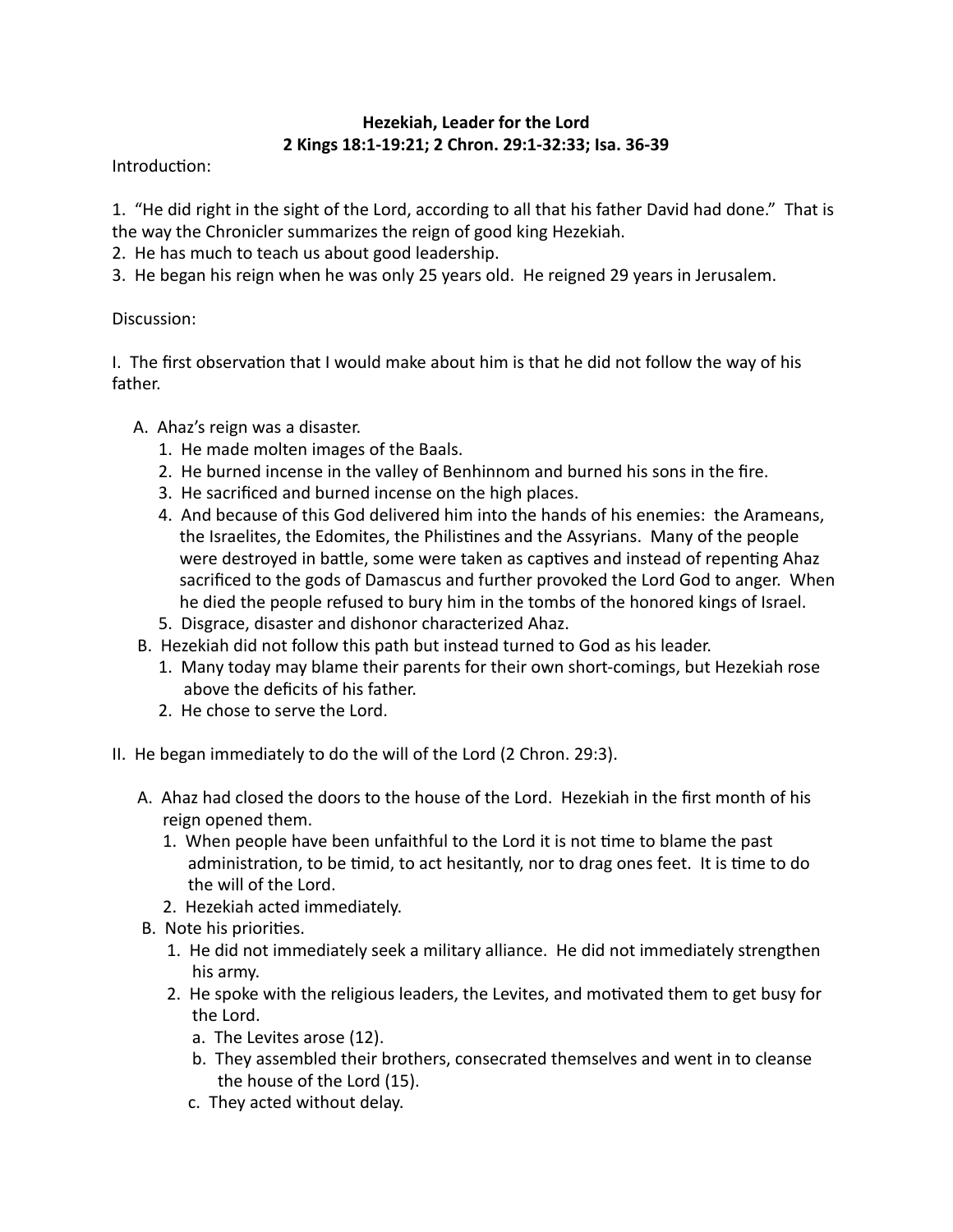**Hezekiah, Leader for the Lord**
**2 Kings 18:1-19:21; 2 Chron. 29:1-32:33; Isa. 36-39**

Introduction:

1. "He did right in the sight of the Lord, according to all that his father David had done." That is the way the Chronicler summarizes the reign of good king Hezekiah.
2. He has much to teach us about good leadership.
3. He began his reign when he was only 25 years old. He reigned 29 years in Jerusalem.

Discussion:

I. The first observation that I would make about him is that he did not follow the way of his father.

- A. Ahaz's reign was a disaster.
  1. He made molten images of the Baals.
  2. He burned incense in the valley of Benhinnom and burned his sons in the fire.
  3. He sacrificed and burned incense on the high places.
  4. And because of this God delivered him into the hands of his enemies: the Arameans, the Israelites, the Edomites, the Philistines and the Assyrians. Many of the people were destroyed in battle, some were taken as captives and instead of repenting Ahaz sacrificed to the gods of Damascus and further provoked the Lord God to anger. When he died the people refused to bury him in the tombs of the honored kings of Israel.
  5. Disgrace, disaster and dishonor characterized Ahaz.
- B. Hezekiah did not follow this path but instead turned to God as his leader.
  1. Many today may blame their parents for their own short-comings, but Hezekiah rose above the deficits of his father.
  2. He chose to serve the Lord.

II. He began immediately to do the will of the Lord (2 Chron. 29:3).

- A. Ahaz had closed the doors to the house of the Lord. Hezekiah in the first month of his reign opened them.
  1. When people have been unfaithful to the Lord it is not time to blame the past administration, to be timid, to act hesitantly, nor to drag ones feet. It is time to do the will of the Lord.
  2. Hezekiah acted immediately.
- B. Note his priorities.
  1. He did not immediately seek a military alliance. He did not immediately strengthen his army.
  2. He spoke with the religious leaders, the Levites, and motivated them to get busy for the Lord.
     - a. The Levites arose (12).
     - b. They assembled their brothers, consecrated themselves and went in to cleanse the house of the Lord (15).
     - c. They acted without delay.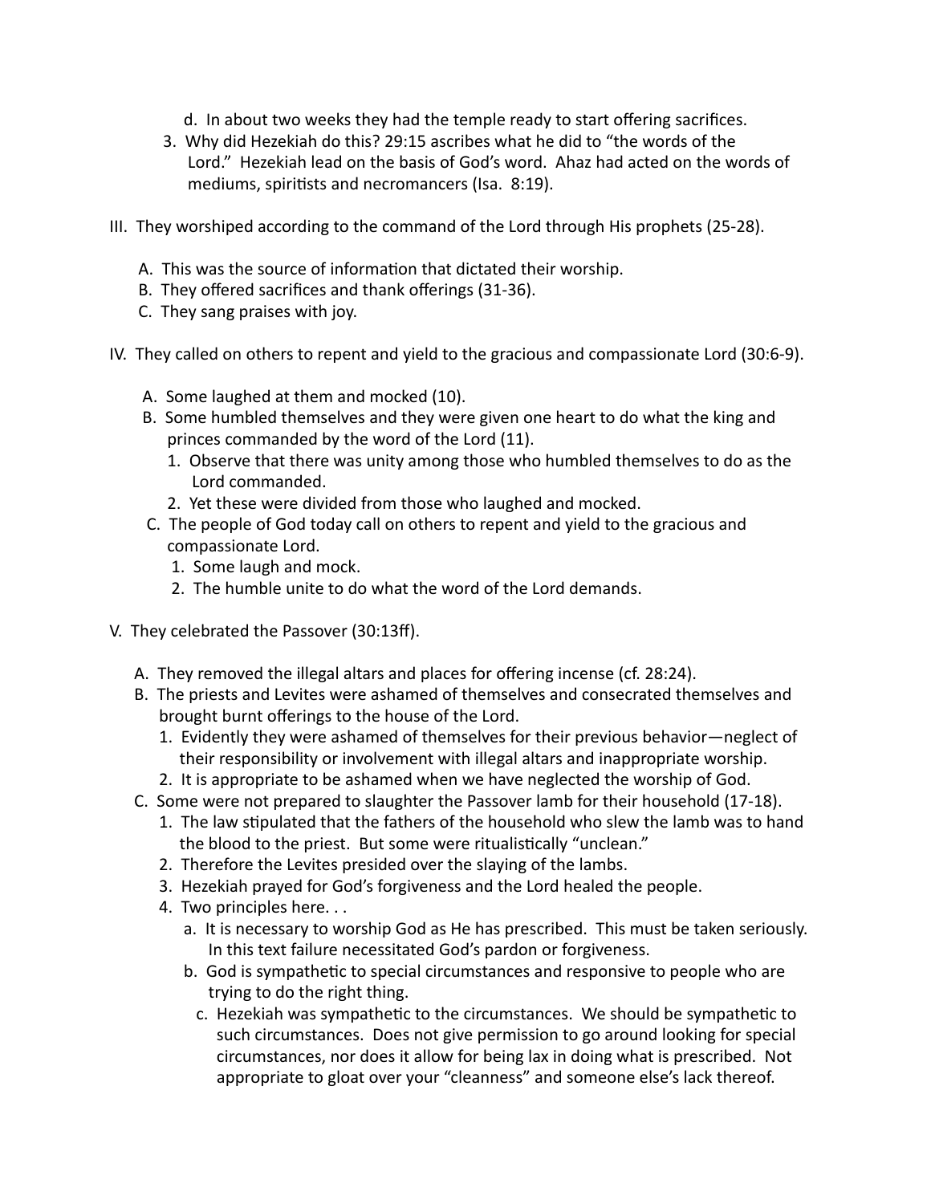d. In about two weeks they had the temple ready to start offering sacrifices.
3. Why did Hezekiah do this? 29:15 ascribes what he did to "the words of the Lord." Hezekiah lead on the basis of God's word. Ahaz had acted on the words of mediums, spiritists and necromancers (Isa. 8:19).

III. They worshiped according to the command of the Lord through His prophets (25-28).

   A. This was the source of information that dictated their worship.
   B. They offered sacrifices and thank offerings (31-36).
   C. They sang praises with joy.

IV. They called on others to repent and yield to the gracious and compassionate Lord (30:6-9).

   A. Some laughed at them and mocked (10).
   B. Some humbled themselves and they were given one heart to do what the king and princes commanded by the word of the Lord (11).
      1. Observe that there was unity among those who humbled themselves to do as the Lord commanded.
      2. Yet these were divided from those who laughed and mocked.
   C. The people of God today call on others to repent and yield to the gracious and compassionate Lord.
      1. Some laugh and mock.
      2. The humble unite to do what the word of the Lord demands.

V. They celebrated the Passover (30:13ff).

   A. They removed the illegal altars and places for offering incense (cf. 28:24).
   B. The priests and Levites were ashamed of themselves and consecrated themselves and brought burnt offerings to the house of the Lord.
      1. Evidently they were ashamed of themselves for their previous behavior—neglect of their responsibility or involvement with illegal altars and inappropriate worship.
      2. It is appropriate to be ashamed when we have neglected the worship of God.
   C. Some were not prepared to slaughter the Passover lamb for their household (17-18).
      1. The law stipulated that the fathers of the household who slew the lamb was to hand the blood to the priest. But some were ritualistically "unclean."
      2. Therefore the Levites presided over the slaying of the lambs.
      3. Hezekiah prayed for God's forgiveness and the Lord healed the people.
      4. Two principles here. . .
         a. It is necessary to worship God as He has prescribed. This must be taken seriously. In this text failure necessitated God's pardon or forgiveness.
         b. God is sympathetic to special circumstances and responsive to people who are trying to do the right thing.
         c. Hezekiah was sympathetic to the circumstances. We should be sympathetic to such circumstances. Does not give permission to go around looking for special circumstances, nor does it allow for being lax in doing what is prescribed. Not appropriate to gloat over your "cleanness" and someone else's lack thereof.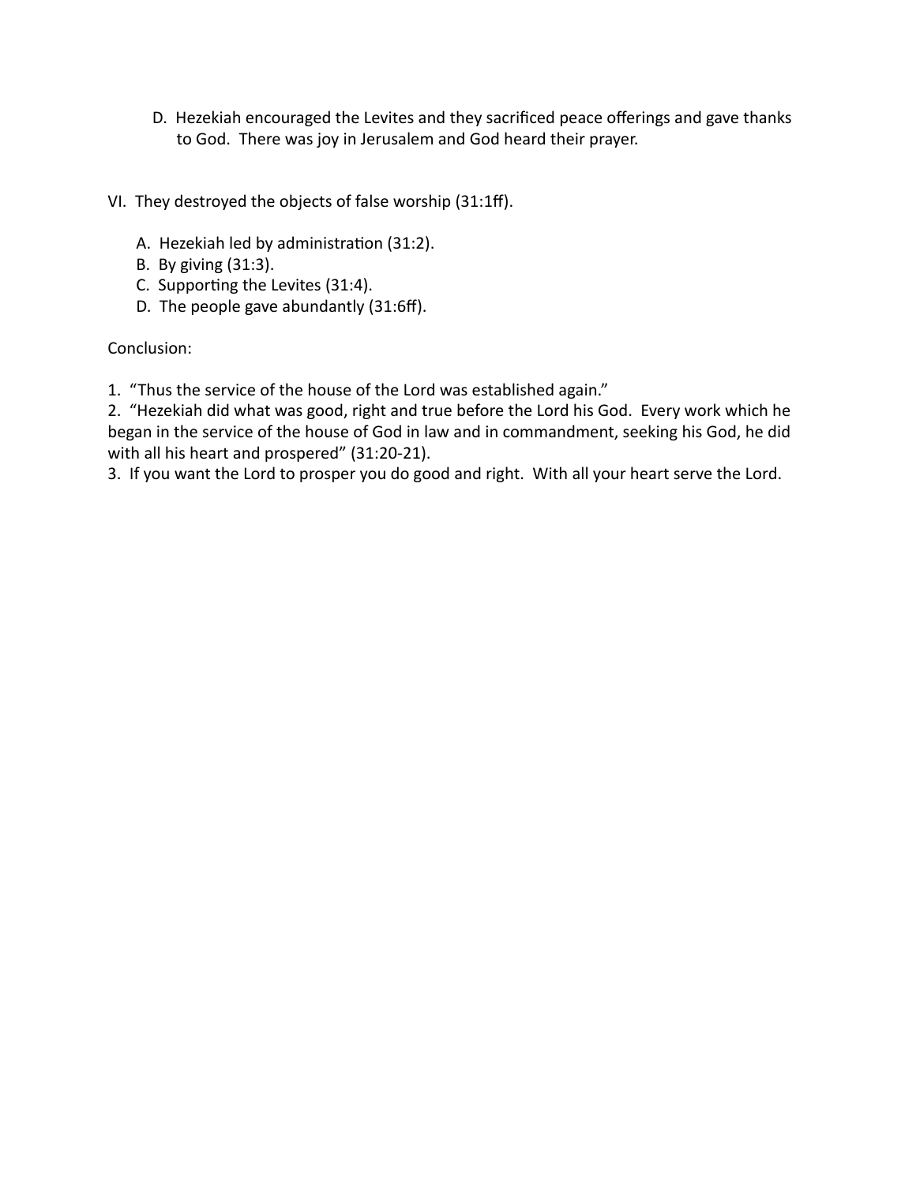D. Hezekiah encouraged the Levites and they sacrificed peace offerings and gave thanks to God. There was joy in Jerusalem and God heard their prayer.

VI. They destroyed the objects of false worship (31:1ff).

A. Hezekiah led by administration (31:2).
B. By giving (31:3).
C. Supporting the Levites (31:4).
D. The people gave abundantly (31:6ff).

Conclusion:

1. "Thus the service of the house of the Lord was established again."
2. "Hezekiah did what was good, right and true before the Lord his God. Every work which he began in the service of the house of God in law and in commandment, seeking his God, he did with all his heart and prospered" (31:20-21).
3. If you want the Lord to prosper you do good and right. With all your heart serve the Lord.